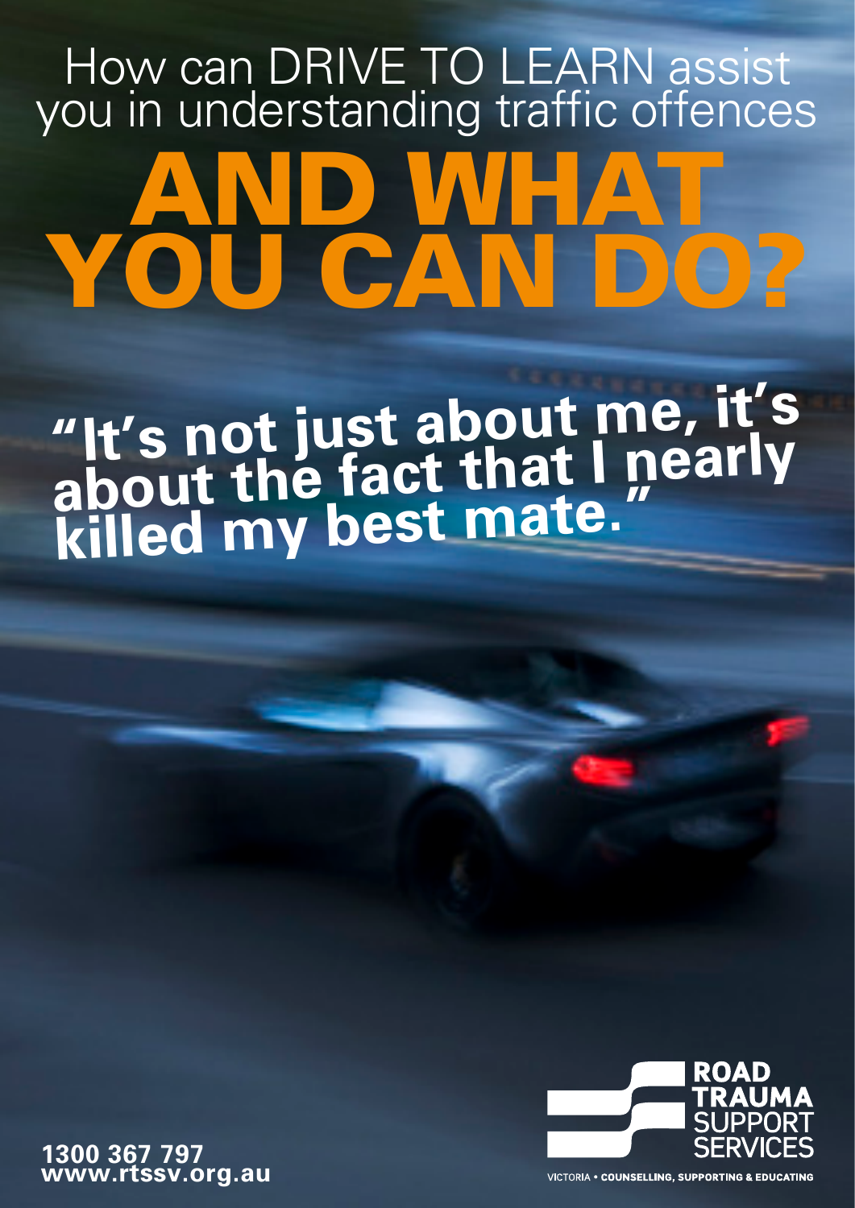# How can DRIVE TO LEARN assist you in understanding traffic offences AND WHAT YOU CAN DO?

**"It's not just about me, it's about the fact that I nearly killed my best mate."**

**ROAD TRAUMA** SUPPORT SERVICES

VICTORIA • **COUNSELLING, SUPPORTING & EDUCATING**

**1300 367 797**
**www.rtssv.org.au**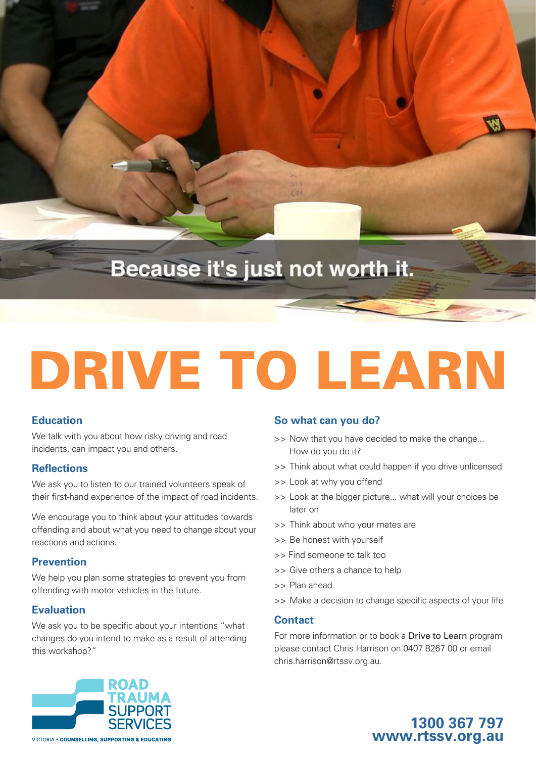Because it's just not worth it.

# DRIVE TO LEARN

### Education

We talk with you about how risky driving and road incidents, can impact you and others.

### Reflections

We ask you to listen to our trained volunteers speak of their first-hand experience of the impact of road incidents.

We encourage you to think about your attitudes towards offending and about what you need to change about your reactions and actions.

### Prevention

We help you plan some strategies to prevent you from offending with motor vehicles in the future.

### Evaluation

We ask you to be specific about your intentions "what changes do you intend to make as a result of attending this workshop?"

### So what can you do?

>> Now that you have decided to make the change... How do you do it?

>> Think about what could happen if you drive unlicensed

>> Look at why you offend

>> Look at the bigger picture... what will your choices be later on

>> Think about who your mates are

>> Be honest with yourself

>> Find someone to talk too

>> Give others a chance to help

>> Plan ahead

>> Make a decision to change specific aspects of your life

### Contact

For more information or to book a Drive to Learn program please contact Chris Harrison on 0407 8267 00 or email chris.harrison@rtssv.org.au.

ROAD TRAUMA SUPPORT SERVICES

VICTORIA • COUNSELLING, SUPPORTING & EDUCATING

**1300 367 797**
**www.rtssv.org.au**